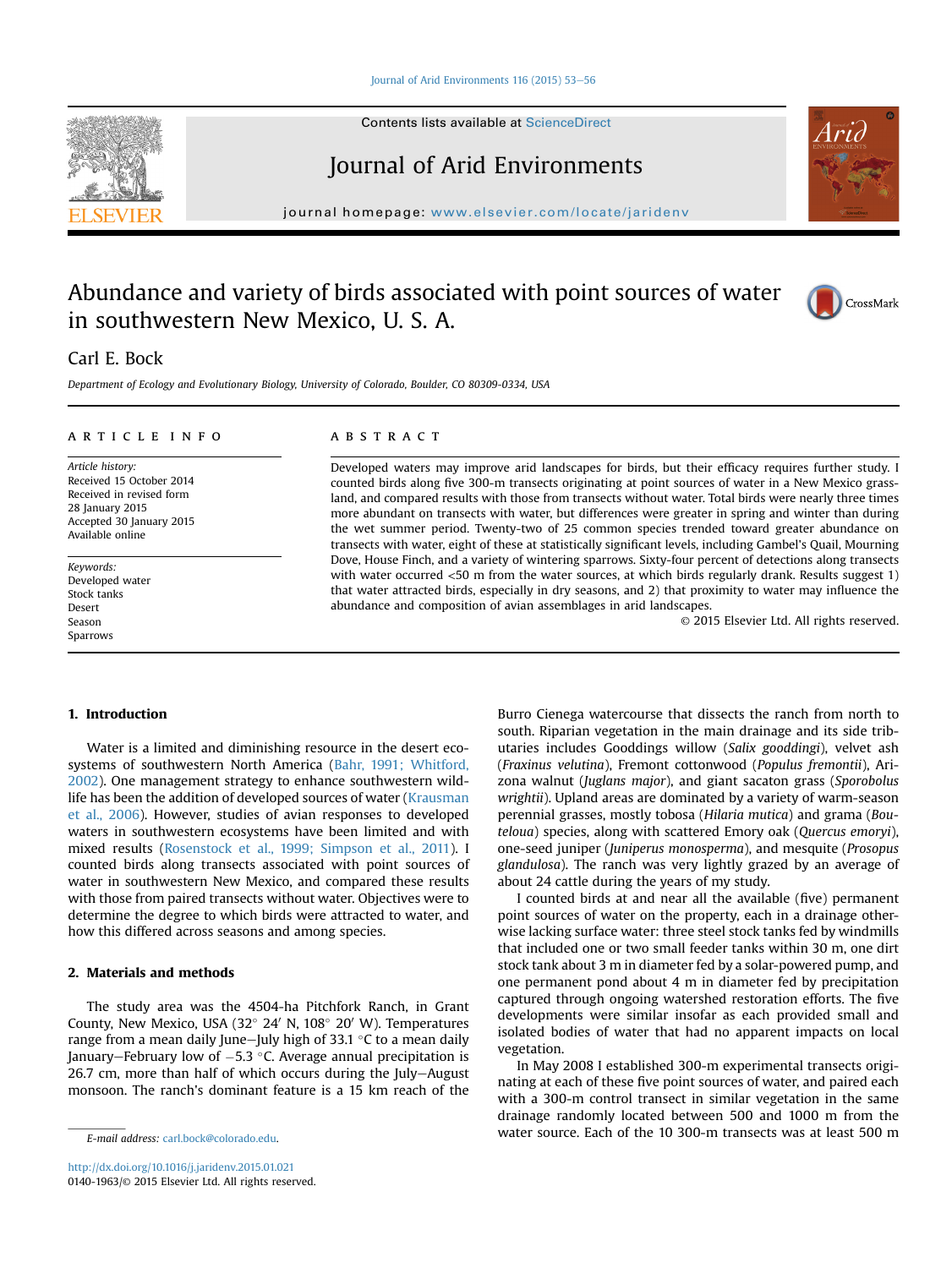# Abundance and variety of birds associated with point sources of water in southwestern New Mexico, U. S. A.

Carl E. Bock

Department of Ecology and Evolutionary Biology, University of Colorado, Boulder, CO 80309-0334, USA

## ARTICLE INFO

*Article history:*
Received 15 October 2014
Received in revised form
28 January 2015
Accepted 30 January 2015
Available online

*Keywords:*
Developed water
Stock tanks
Desert
Season
Sparrows

## ABSTRACT

Developed waters may improve arid landscapes for birds, but their efficacy requires further study. I counted birds along five 300-m transects originating at point sources of water in a New Mexico grassland, and compared results with those from transects without water. Total birds were nearly three times more abundant on transects with water, but differences were greater in spring and winter than during the wet summer period. Twenty-two of 25 common species trended toward greater abundance on transects with water, eight of these at statistically significant levels, including Gambel's Quail, Mourning Dove, House Finch, and a variety of wintering sparrows. Sixty-four percent of detections along transects with water occurred <50 m from the water sources, at which birds regularly drank. Results suggest 1) that water attracted birds, especially in dry seasons, and 2) that proximity to water may influence the abundance and composition of avian assemblages in arid landscapes.

© 2015 Elsevier Ltd. All rights reserved.

## 1. Introduction

Water is a limited and diminishing resource in the desert ecosystems of southwestern North America (Bahr, 1991; Whitford, 2002). One management strategy to enhance southwestern wildlife has been the addition of developed sources of water (Krausman et al., 2006). However, studies of avian responses to developed waters in southwestern ecosystems have been limited and with mixed results (Rosenstock et al., 1999; Simpson et al., 2011). I counted birds along transects associated with point sources of water in southwestern New Mexico, and compared these results with those from paired transects without water. Objectives were to determine the degree to which birds were attracted to water, and how this differed across seasons and among species.

## 2. Materials and methods

The study area was the 4504-ha Pitchfork Ranch, in Grant County, New Mexico, USA (32° 24′ N, 108° 20′ W). Temperatures range from a mean daily June–July high of 33.1 °C to a mean daily January–February low of −5.3 °C. Average annual precipitation is 26.7 cm, more than half of which occurs during the July–August monsoon. The ranch's dominant feature is a 15 km reach of the Burro Cienega watercourse that dissects the ranch from north to south. Riparian vegetation in the main drainage and its side tributaries includes Gooddings willow (*Salix gooddingi*), velvet ash (*Fraxinus velutina*), Fremont cottonwood (*Populus fremontii*), Arizona walnut (*Juglans major*), and giant sacaton grass (*Sporobolus wrightii*). Upland areas are dominated by a variety of warm-season perennial grasses, mostly tobosa (*Hilaria mutica*) and grama (*Bouteloua*) species, along with scattered Emory oak (*Quercus emoryi*), one-seed juniper (*Juniperus monosperma*), and mesquite (*Prosopus glandulosa*). The ranch was very lightly grazed by an average of about 24 cattle during the years of my study.

I counted birds at and near all the available (five) permanent point sources of water on the property, each in a drainage otherwise lacking surface water: three steel stock tanks fed by windmills that included one or two small feeder tanks within 30 m, one dirt stock tank about 3 m in diameter fed by a solar-powered pump, and one permanent pond about 4 m in diameter fed by precipitation captured through ongoing watershed restoration efforts. The five developments were similar insofar as each provided small and isolated bodies of water that had no apparent impacts on local vegetation.

In May 2008 I established 300-m experimental transects originating at each of these five point sources of water, and paired each with a 300-m control transect in similar vegetation in the same drainage randomly located between 500 and 1000 m from the water source. Each of the 10 300-m transects was at least 500 m

E-mail address: carl.bock@colorado.edu.

http://dx.doi.org/10.1016/j.jaridenv.2015.01.021
0140-1963/© 2015 Elsevier Ltd. All rights reserved.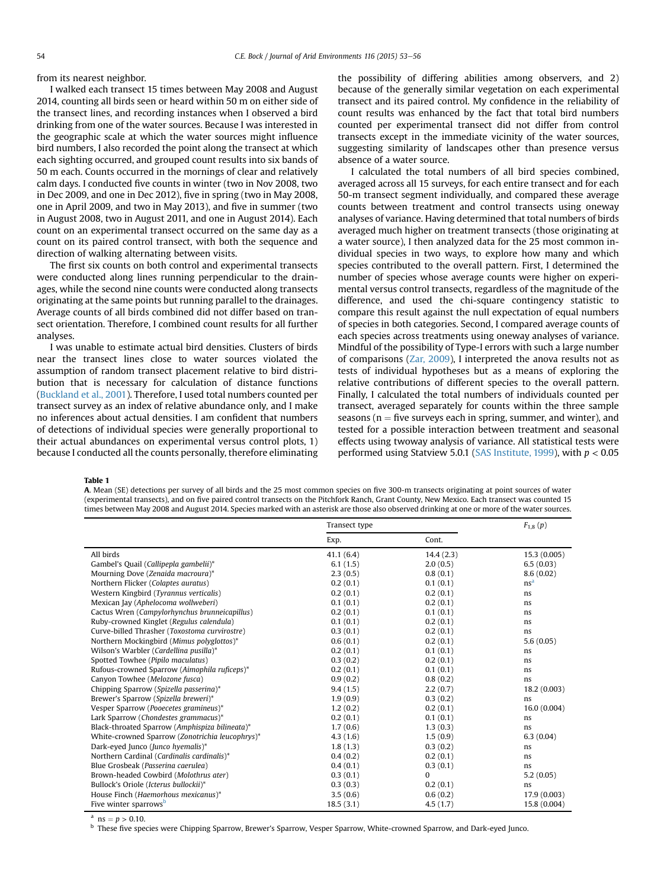from its nearest neighbor.

I walked each transect 15 times between May 2008 and August 2014, counting all birds seen or heard within 50 m on either side of the transect lines, and recording instances when I observed a bird drinking from one of the water sources. Because I was interested in the geographic scale at which the water sources might influence bird numbers, I also recorded the point along the transect at which each sighting occurred, and grouped count results into six bands of 50 m each. Counts occurred in the mornings of clear and relatively calm days. I conducted five counts in winter (two in Nov 2008, two in Dec 2009, and one in Dec 2012), five in spring (two in May 2008, one in April 2009, and two in May 2013), and five in summer (two in August 2008, two in August 2011, and one in August 2014). Each count on an experimental transect occurred on the same day as a count on its paired control transect, with both the sequence and direction of walking alternating between visits.

The first six counts on both control and experimental transects were conducted along lines running perpendicular to the drainages, while the second nine counts were conducted along transects originating at the same points but running parallel to the drainages. Average counts of all birds combined did not differ based on transect orientation. Therefore, I combined count results for all further analyses.

I was unable to estimate actual bird densities. Clusters of birds near the transect lines close to water sources violated the assumption of random transect placement relative to bird distribution that is necessary for calculation of distance functions (Buckland et al., 2001). Therefore, I used total numbers counted per transect survey as an index of relative abundance only, and I make no inferences about actual densities. I am confident that numbers of detections of individual species were generally proportional to their actual abundances on experimental versus control plots, 1) because I conducted all the counts personally, therefore eliminating the possibility of differing abilities among observers, and 2) because of the generally similar vegetation on each experimental transect and its paired control. My confidence in the reliability of count results was enhanced by the fact that total bird numbers counted per experimental transect did not differ from control transects except in the immediate vicinity of the water sources, suggesting similarity of landscapes other than presence versus absence of a water source.

I calculated the total numbers of all bird species combined, averaged across all 15 surveys, for each entire transect and for each 50-m transect segment individually, and compared these average counts between treatment and control transects using oneway analyses of variance. Having determined that total numbers of birds averaged much higher on treatment transects (those originating at a water source), I then analyzed data for the 25 most common individual species in two ways, to explore how many and which species contributed to the overall pattern. First, I determined the number of species whose average counts were higher on experimental versus control transects, regardless of the magnitude of the difference, and used the chi-square contingency statistic to compare this result against the null expectation of equal numbers of species in both categories. Second, I compared average counts of each species across treatments using oneway analyses of variance. Mindful of the possibility of Type-I errors with such a large number of comparisons (Zar, 2009), I interpreted the anova results not as tests of individual hypotheses but as a means of exploring the relative contributions of different species to the overall pattern. Finally, I calculated the total numbers of individuals counted per transect, averaged separately for counts within the three sample seasons ($n =$ five surveys each in spring, summer, and winter), and tested for a possible interaction between treatment and seasonal effects using twoway analysis of variance. All statistical tests were performed using Statview 5.0.1 (SAS Institute, 1999), with $p < 0.05$

**Table 1**

**A**. Mean (SE) detections per survey of all birds and the 25 most common species on five 300-m transects originating at point sources of water (experimental transects), and on five paired control transects on the Pitchfork Ranch, Grant County, New Mexico. Each transect was counted 15 times between May 2008 and August 2014. Species marked with an asterisk are those also observed drinking at one or more of the water sources.

| | Transect type | | $F_{1,8}$ ($p$) |
|---|---|---|---|
| | Exp. | Cont. | |
| All birds | 41.1 (6.4) | 14.4 (2.3) | 15.3 (0.005) |
| Gambel's Quail (*Callipepla gambelii*)* | 6.1 (1.5) | 2.0 (0.5) | 6.5 (0.03) |
| Mourning Dove (*Zenaida macroura*)* | 2.3 (0.5) | 0.8 (0.1) | 8.6 (0.02) |
| Northern Flicker (*Colaptes auratus*) | 0.2 (0.1) | 0.1 (0.1) | ns[a] |
| Western Kingbird (*Tyrannus verticalis*) | 0.2 (0.1) | 0.2 (0.1) | ns |
| Mexican Jay (*Aphelocoma wollweberi*) | 0.1 (0.1) | 0.2 (0.1) | ns |
| Cactus Wren (*Campylorhynchus brunneicapillus*) | 0.2 (0.1) | 0.1 (0.1) | ns |
| Ruby-crowned Kinglet (*Regulus calendula*) | 0.1 (0.1) | 0.2 (0.1) | ns |
| Curve-billed Thrasher (*Toxostoma curvirostre*) | 0.3 (0.1) | 0.2 (0.1) | ns |
| Northern Mockingbird (*Mimus polyglottos*)* | 0.6 (0.1) | 0.2 (0.1) | 5.6 (0.05) |
| Wilson's Warbler (*Cardellina pusilla*)* | 0.2 (0.1) | 0.1 (0.1) | ns |
| Spotted Towhee (*Pipilo maculatus*) | 0.3 (0.2) | 0.2 (0.1) | ns |
| Rufous-crowned Sparrow (*Aimophila ruficeps*)* | 0.2 (0.1) | 0.1 (0.1) | ns |
| Canyon Towhee (*Melozone fusca*) | 0.9 (0.2) | 0.8 (0.2) | ns |
| Chipping Sparrow (*Spizella passerina*)* | 9.4 (1.5) | 2.2 (0.7) | 18.2 (0.003) |
| Brewer's Sparrow (*Spizella breweri*)* | 1.9 (0.9) | 0.3 (0.2) | ns |
| Vesper Sparrow (*Pooecetes gramineus*)* | 1.2 (0.2) | 0.2 (0.1) | 16.0 (0.004) |
| Lark Sparrow (*Chondestes grammacus*)* | 0.2 (0.1) | 0.1 (0.1) | ns |
| Black-throated Sparrow (*Amphispiza bilineata*)* | 1.7 (0.6) | 1.3 (0.3) | ns |
| White-crowned Sparrow (*Zonotrichia leucophrys*)* | 4.3 (1.6) | 1.5 (0.9) | 6.3 (0.04) |
| Dark-eyed Junco (*Junco hyemalis*)* | 1.8 (1.3) | 0.3 (0.2) | ns |
| Northern Cardinal (*Cardinalis cardinalis*)* | 0.4 (0.2) | 0.2 (0.1) | ns |
| Blue Grosbeak (*Passerina caerulea*) | 0.4 (0.1) | 0.3 (0.1) | ns |
| Brown-headed Cowbird (*Molothrus ater*) | 0.3 (0.1) | 0 | 5.2 (0.05) |
| Bullock's Oriole (*Icterus bullockii*)* | 0.3 (0.3) | 0.2 (0.1) | ns |
| House Finch (*Haemorhous mexicanus*)* | 3.5 (0.6) | 0.6 (0.2) | 17.9 (0.003) |
| Five winter sparrows[b] | 18.5 (3.1) | 4.5 (1.7) | 15.8 (0.004) |

[a] ns = $p > 0.10$.

[b] These five species were Chipping Sparrow, Brewer's Sparrow, Vesper Sparrow, White-crowned Sparrow, and Dark-eyed Junco.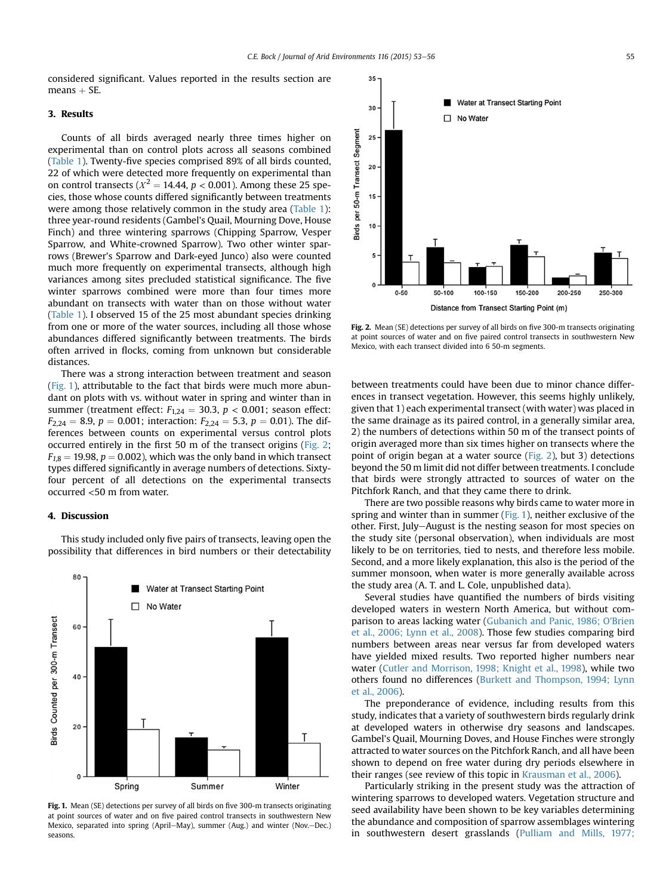considered significant. Values reported in the results section are means + SE.

## 3. Results

Counts of all birds averaged nearly three times higher on experimental than on control plots across all seasons combined (Table 1). Twenty-five species comprised 89% of all birds counted, 22 of which were detected more frequently on experimental than on control transects ($X^2 = 14.44$, $p < 0.001$). Among these 25 species, those whose counts differed significantly between treatments were among those relatively common in the study area (Table 1): three year-round residents (Gambel's Quail, Mourning Dove, House Finch) and three wintering sparrows (Chipping Sparrow, Vesper Sparrow, and White-crowned Sparrow). Two other winter sparrows (Brewer's Sparrow and Dark-eyed Junco) also were counted much more frequently on experimental transects, although high variances among sites precluded statistical significance. The five winter sparrows combined were more than four times more abundant on transects with water than on those without water (Table 1). I observed 15 of the 25 most abundant species drinking from one or more of the water sources, including all those whose abundances differed significantly between treatments. The birds often arrived in flocks, coming from unknown but considerable distances.

There was a strong interaction between treatment and season (Fig. 1), attributable to the fact that birds were much more abundant on plots with vs. without water in spring and winter than in summer (treatment effect: $F_{1,24} = 30.3$, $p < 0.001$; season effect: $F_{2,24} = 8.9$, $p = 0.001$; interaction: $F_{2,24} = 5.3$, $p = 0.01$). The differences between counts on experimental versus control plots occurred entirely in the first 50 m of the transect origins (Fig. 2; $F_{1,8} = 19.98$, $p = 0.002$), which was the only band in which transect types differed significantly in average numbers of detections. Sixty-four percent of all detections on the experimental transects occurred <50 m from water.

## 4. Discussion

This study included only five pairs of transects, leaving open the possibility that differences in bird numbers or their detectability

**Fig. 1.** Mean (SE) detections per survey of all birds on five 300-m transects originating at point sources of water and on five paired control transects in southwestern New Mexico, separated into spring (April–May), summer (Aug.) and winter (Nov.–Dec.) seasons.

**Fig. 2.** Mean (SE) detections per survey of all birds on five 300-m transects originating at point sources of water and on five paired control transects in southwestern New Mexico, with each transect divided into 6 50-m segments.

between treatments could have been due to minor chance differences in transect vegetation. However, this seems highly unlikely, given that 1) each experimental transect (with water) was placed in the same drainage as its paired control, in a generally similar area, 2) the numbers of detections within 50 m of the transect points of origin averaged more than six times higher on transects where the point of origin began at a water source (Fig. 2), but 3) detections beyond the 50 m limit did not differ between treatments. I conclude that birds were strongly attracted to sources of water on the Pitchfork Ranch, and that they came there to drink.

There are two possible reasons why birds came to water more in spring and winter than in summer (Fig. 1), neither exclusive of the other. First, July–August is the nesting season for most species on the study site (personal observation), when individuals are most likely to be on territories, tied to nests, and therefore less mobile. Second, and a more likely explanation, this also is the period of the summer monsoon, when water is more generally available across the study area (A. T. and L. Cole, unpublished data).

Several studies have quantified the numbers of birds visiting developed waters in western North America, but without comparison to areas lacking water (Gubanich and Panic, 1986; O'Brien et al., 2006; Lynn et al., 2008). Those few studies comparing bird numbers between areas near versus far from developed waters have yielded mixed results. Two reported higher numbers near water (Cutler and Morrison, 1998; Knight et al., 1998), while two others found no differences (Burkett and Thompson, 1994; Lynn et al., 2006).

The preponderance of evidence, including results from this study, indicates that a variety of southwestern birds regularly drink at developed waters in otherwise dry seasons and landscapes. Gambel's Quail, Mourning Doves, and House Finches were strongly attracted to water sources on the Pitchfork Ranch, and all have been shown to depend on free water during dry periods elsewhere in their ranges (see review of this topic in Krausman et al., 2006).

Particularly striking in the present study was the attraction of wintering sparrows to developed waters. Vegetation structure and seed availability have been shown to be key variables determining the abundance and composition of sparrow assemblages wintering in southwestern desert grasslands (Pulliam and Mills, 1977;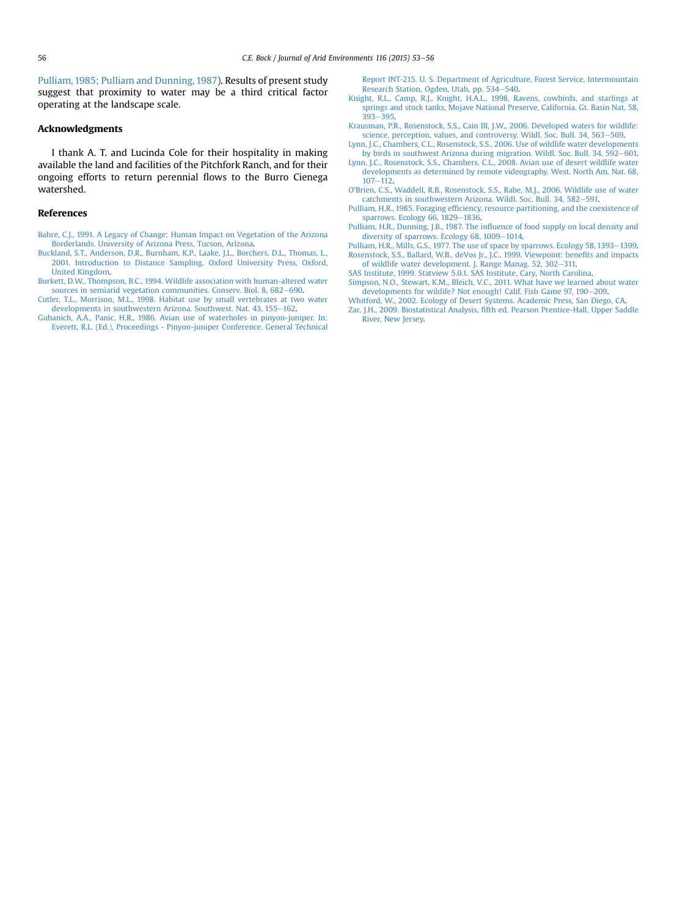Pulliam, 1985; Pulliam and Dunning, 1987). Results of present study suggest that proximity to water may be a third critical factor operating at the landscape scale.

## Acknowledgments

I thank A. T. and Lucinda Cole for their hospitality in making available the land and facilities of the Pitchfork Ranch, and for their ongoing efforts to return perennial flows to the Burro Cienega watershed.

## References

Bahre, C.J., 1991. A Legacy of Change: Human Impact on Vegetation of the Arizona Borderlands. University of Arizona Press, Tucson, Arizona.

Buckland, S.T., Anderson, D.R., Burnham, K.P., Laake, J.L., Borchers, D.L., Thomas, L., 2001. Introduction to Distance Sampling. Oxford University Press, Oxford, United Kingdom.

Burkett, D.W., Thompson, B.C., 1994. Wildlife association with human-altered water sources in semiarid vegetation communities. Conserv. Biol. 8, 682–690.

Cutler, T.L., Morrison, M.L., 1998. Habitat use by small vertebrates at two water developments in southwestern Arizona. Southwest. Nat. 43, 155–162.

Gubanich, A.A., Panic, H.R., 1986. Avian use of waterholes in pinyon-juniper. In: Everett, R.L. (Ed.), Proceedings - Pinyon-juniper Conference. General Technical Report INT-215. U. S. Department of Agriculture, Forest Service, Intermountain Research Station, Ogden, Utah, pp. 534–540.

Knight, R.L., Camp, R.J., Knight, H.A.L., 1998. Ravens, cowbirds, and starlings at springs and stock tanks, Mojave National Preserve, California. Gt. Basin Nat. 58, 393–395.

Krausman, P.R., Rosenstock, S.S., Cain III, J.W., 2006. Developed waters for wildlife: science, perception, values, and controversy. Wildl. Soc. Bull. 34, 563–569.

Lynn, J.C., Chambers, C.L., Rosenstock, S.S., 2006. Use of wildlife water developments by birds in southwest Arizona during migration. Wildl. Soc. Bull. 34, 592–601.

Lynn, J.C., Rosenstock, S.S., Chambers, C.L., 2008. Avian use of desert wildlife water developments as determined by remote videography. West. North Am. Nat. 68, 107–112.

O'Brien, C.S., Waddell, R.B., Rosenstock, S.S., Rabe, M.J., 2006. Wildlife use of water catchments in southwestern Arizona. Wildl. Soc. Bull. 34, 582–591.

Pulliam, H.R., 1985. Foraging efficiency, resource partitioning, and the coexistence of sparrows. Ecology 66, 1829–1836.

Pulliam, H.R., Dunning, J.B., 1987. The influence of food supply on local density and diversity of sparrows. Ecology 68, 1009–1014.

Pulliam, H.R., Mills, G.S., 1977. The use of space by sparrows. Ecology 58, 1393–1399.

Rosenstock, S.S., Ballard, W.B., deVos Jr., J.C., 1999. Viewpoint: benefits and impacts of wildlife water development. J. Range Manag. 52, 302–311.

SAS Institute, 1999. Statview 5.0.1. SAS Institute, Cary, North Carolina.

Simpson, N.O., Stewart, K.M., Bleich, V.C., 2011. What have we learned about water developments for wildife? Not enough! Calif. Fish Game 97, 190–209.

Whitford, W., 2002. Ecology of Desert Systems. Academic Press, San Diego, CA.

Zar, J.H., 2009. Biostatistical Analysis, fifth ed. Pearson Prentice-Hall, Upper Saddle River, New Jersey.